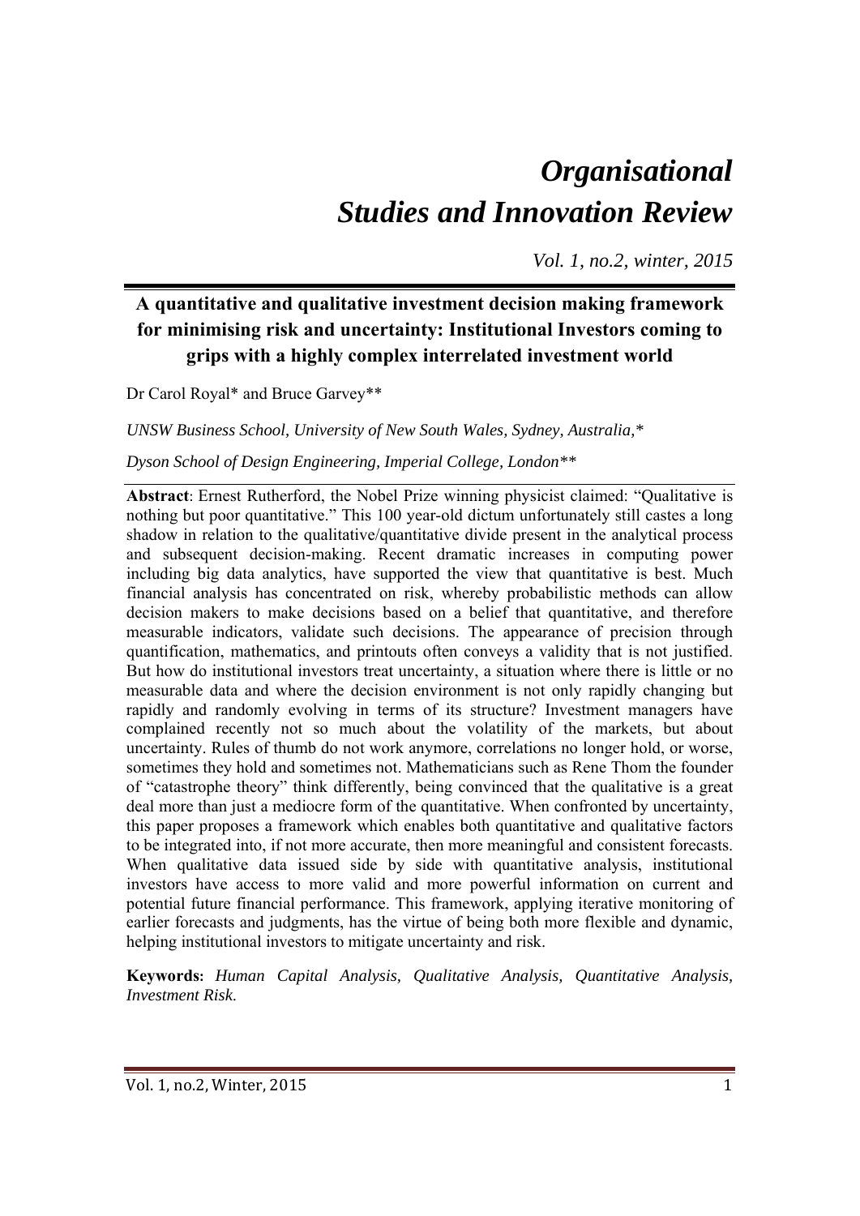# *Organisational Studies and Innovation Review*

*Vol. 1, no.2, winter, 2015*

## A quantitative and qualitative investment decision making framework for minimising risk and uncertainty: Institutional Investors coming to grips with a highly complex interrelated investment world

Dr Carol Royal* and Bruce Garvey**

*UNSW Business School, University of New South Wales, Sydney, Australia,**

*Dyson School of Design Engineering, Imperial College, London***

**Abstract**: Ernest Rutherford, the Nobel Prize winning physicist claimed: "Qualitative is nothing but poor quantitative." This 100 year-old dictum unfortunately still castes a long shadow in relation to the qualitative/quantitative divide present in the analytical process and subsequent decision-making. Recent dramatic increases in computing power including big data analytics, have supported the view that quantitative is best. Much financial analysis has concentrated on risk, whereby probabilistic methods can allow decision makers to make decisions based on a belief that quantitative, and therefore measurable indicators, validate such decisions. The appearance of precision through quantification, mathematics, and printouts often conveys a validity that is not justified. But how do institutional investors treat uncertainty, a situation where there is little or no measurable data and where the decision environment is not only rapidly changing but rapidly and randomly evolving in terms of its structure? Investment managers have complained recently not so much about the volatility of the markets, but about uncertainty. Rules of thumb do not work anymore, correlations no longer hold, or worse, sometimes they hold and sometimes not. Mathematicians such as Rene Thom the founder of "catastrophe theory" think differently, being convinced that the qualitative is a great deal more than just a mediocre form of the quantitative. When confronted by uncertainty, this paper proposes a framework which enables both quantitative and qualitative factors to be integrated into, if not more accurate, then more meaningful and consistent forecasts. When qualitative data issued side by side with quantitative analysis, institutional investors have access to more valid and more powerful information on current and potential future financial performance. This framework, applying iterative monitoring of earlier forecasts and judgments, has the virtue of being both more flexible and dynamic, helping institutional investors to mitigate uncertainty and risk.

**Keywords:** *Human Capital Analysis, Qualitative Analysis, Quantitative Analysis, Investment Risk.*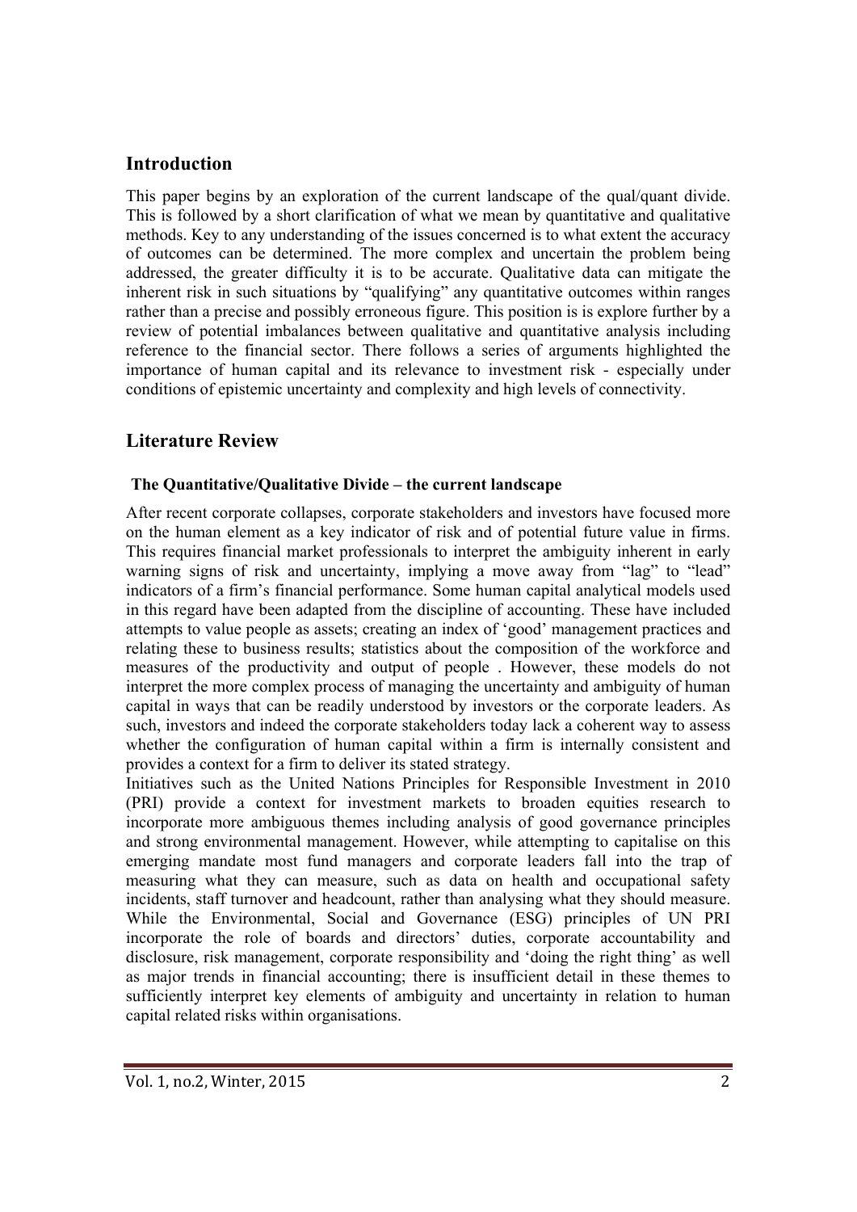## Introduction

This paper begins by an exploration of the current landscape of the qual/quant divide. This is followed by a short clarification of what we mean by quantitative and qualitative methods. Key to any understanding of the issues concerned is to what extent the accuracy of outcomes can be determined. The more complex and uncertain the problem being addressed, the greater difficulty it is to be accurate. Qualitative data can mitigate the inherent risk in such situations by "qualifying" any quantitative outcomes within ranges rather than a precise and possibly erroneous figure. This position is is explore further by a review of potential imbalances between qualitative and quantitative analysis including reference to the financial sector. There follows a series of arguments highlighted the importance of human capital and its relevance to investment risk - especially under conditions of epistemic uncertainty and complexity and high levels of connectivity.

## Literature Review

### The Quantitative/Qualitative Divide – the current landscape

After recent corporate collapses, corporate stakeholders and investors have focused more on the human element as a key indicator of risk and of potential future value in firms. This requires financial market professionals to interpret the ambiguity inherent in early warning signs of risk and uncertainty, implying a move away from "lag" to "lead" indicators of a firm's financial performance. Some human capital analytical models used in this regard have been adapted from the discipline of accounting. These have included attempts to value people as assets; creating an index of 'good' management practices and relating these to business results; statistics about the composition of the workforce and measures of the productivity and output of people . However, these models do not interpret the more complex process of managing the uncertainty and ambiguity of human capital in ways that can be readily understood by investors or the corporate leaders. As such, investors and indeed the corporate stakeholders today lack a coherent way to assess whether the configuration of human capital within a firm is internally consistent and provides a context for a firm to deliver its stated strategy.

Initiatives such as the United Nations Principles for Responsible Investment in 2010 (PRI) provide a context for investment markets to broaden equities research to incorporate more ambiguous themes including analysis of good governance principles and strong environmental management. However, while attempting to capitalise on this emerging mandate most fund managers and corporate leaders fall into the trap of measuring what they can measure, such as data on health and occupational safety incidents, staff turnover and headcount, rather than analysing what they should measure. While the Environmental, Social and Governance (ESG) principles of UN PRI incorporate the role of boards and directors' duties, corporate accountability and disclosure, risk management, corporate responsibility and 'doing the right thing' as well as major trends in financial accounting; there is insufficient detail in these themes to sufficiently interpret key elements of ambiguity and uncertainty in relation to human capital related risks within organisations.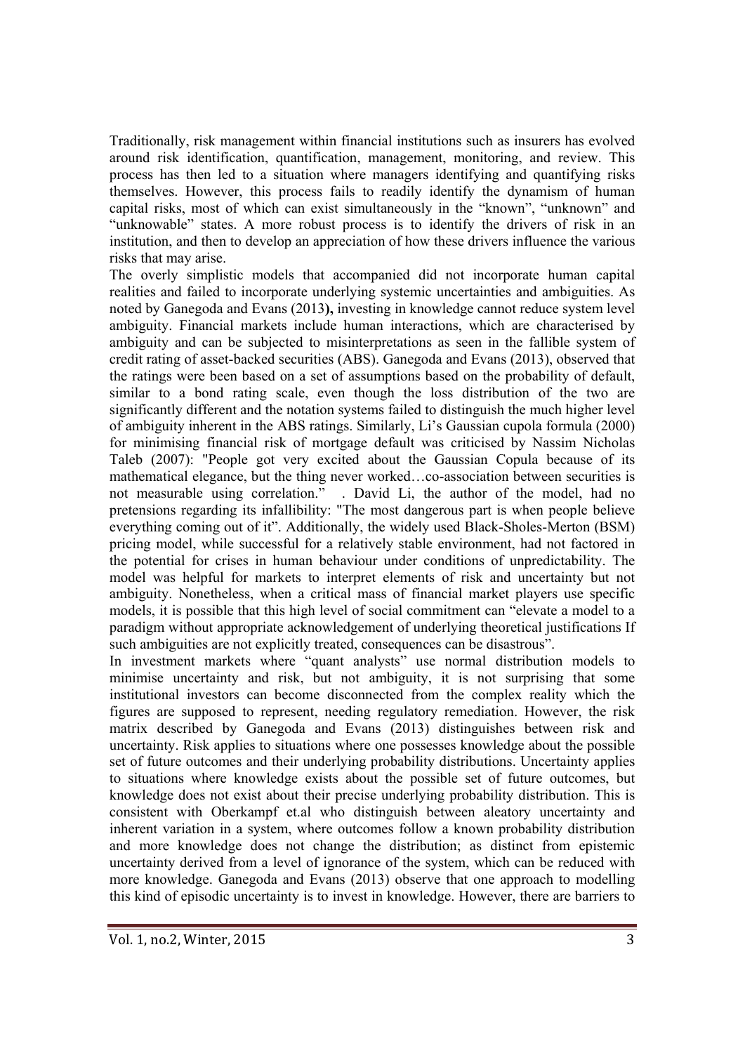Traditionally, risk management within financial institutions such as insurers has evolved around risk identification, quantification, management, monitoring, and review. This process has then led to a situation where managers identifying and quantifying risks themselves. However, this process fails to readily identify the dynamism of human capital risks, most of which can exist simultaneously in the "known", "unknown" and "unknowable" states. A more robust process is to identify the drivers of risk in an institution, and then to develop an appreciation of how these drivers influence the various risks that may arise.

The overly simplistic models that accompanied did not incorporate human capital realities and failed to incorporate underlying systemic uncertainties and ambiguities. As noted by Ganegoda and Evans (2013**),** investing in knowledge cannot reduce system level ambiguity. Financial markets include human interactions, which are characterised by ambiguity and can be subjected to misinterpretations as seen in the fallible system of credit rating of asset-backed securities (ABS). Ganegoda and Evans (2013), observed that the ratings were been based on a set of assumptions based on the probability of default, similar to a bond rating scale, even though the loss distribution of the two are significantly different and the notation systems failed to distinguish the much higher level of ambiguity inherent in the ABS ratings. Similarly, Li's Gaussian cupola formula (2000) for minimising financial risk of mortgage default was criticised by Nassim Nicholas Taleb (2007): "People got very excited about the Gaussian Copula because of its mathematical elegance, but the thing never worked…co-association between securities is not measurable using correlation." . David Li, the author of the model, had no pretensions regarding its infallibility: "The most dangerous part is when people believe everything coming out of it". Additionally, the widely used Black-Sholes-Merton (BSM) pricing model, while successful for a relatively stable environment, had not factored in the potential for crises in human behaviour under conditions of unpredictability. The model was helpful for markets to interpret elements of risk and uncertainty but not ambiguity. Nonetheless, when a critical mass of financial market players use specific models, it is possible that this high level of social commitment can "elevate a model to a paradigm without appropriate acknowledgement of underlying theoretical justifications If such ambiguities are not explicitly treated, consequences can be disastrous".

In investment markets where "quant analysts" use normal distribution models to minimise uncertainty and risk, but not ambiguity, it is not surprising that some institutional investors can become disconnected from the complex reality which the figures are supposed to represent, needing regulatory remediation. However, the risk matrix described by Ganegoda and Evans (2013) distinguishes between risk and uncertainty. Risk applies to situations where one possesses knowledge about the possible set of future outcomes and their underlying probability distributions. Uncertainty applies to situations where knowledge exists about the possible set of future outcomes, but knowledge does not exist about their precise underlying probability distribution. This is consistent with Oberkampf et.al who distinguish between aleatory uncertainty and inherent variation in a system, where outcomes follow a known probability distribution and more knowledge does not change the distribution; as distinct from epistemic uncertainty derived from a level of ignorance of the system, which can be reduced with more knowledge. Ganegoda and Evans (2013) observe that one approach to modelling this kind of episodic uncertainty is to invest in knowledge. However, there are barriers to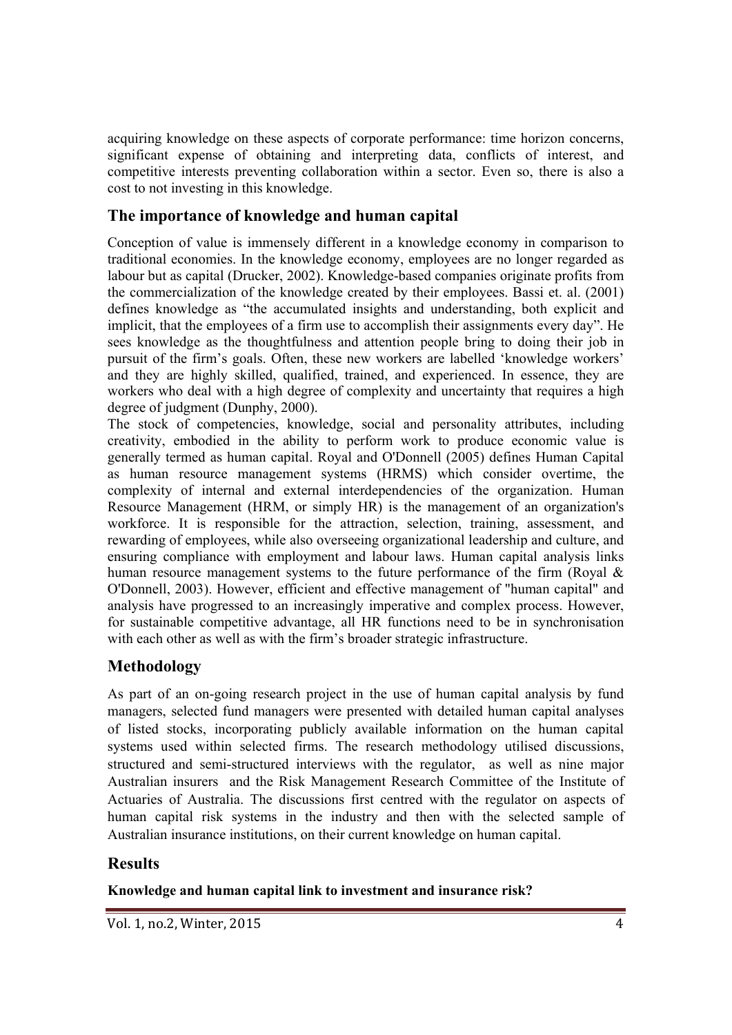acquiring knowledge on these aspects of corporate performance: time horizon concerns, significant expense of obtaining and interpreting data, conflicts of interest, and competitive interests preventing collaboration within a sector. Even so, there is also a cost to not investing in this knowledge.

## The importance of knowledge and human capital

Conception of value is immensely different in a knowledge economy in comparison to traditional economies. In the knowledge economy, employees are no longer regarded as labour but as capital (Drucker, 2002). Knowledge-based companies originate profits from the commercialization of the knowledge created by their employees. Bassi et. al. (2001) defines knowledge as "the accumulated insights and understanding, both explicit and implicit, that the employees of a firm use to accomplish their assignments every day". He sees knowledge as the thoughtfulness and attention people bring to doing their job in pursuit of the firm's goals. Often, these new workers are labelled 'knowledge workers' and they are highly skilled, qualified, trained, and experienced. In essence, they are workers who deal with a high degree of complexity and uncertainty that requires a high degree of judgment (Dunphy, 2000).

The stock of competencies, knowledge, social and personality attributes, including creativity, embodied in the ability to perform work to produce economic value is generally termed as human capital. Royal and O'Donnell (2005) defines Human Capital as human resource management systems (HRMS) which consider overtime, the complexity of internal and external interdependencies of the organization. Human Resource Management (HRM, or simply HR) is the management of an organization's workforce. It is responsible for the attraction, selection, training, assessment, and rewarding of employees, while also overseeing organizational leadership and culture, and ensuring compliance with employment and labour laws. Human capital analysis links human resource management systems to the future performance of the firm (Royal & O'Donnell, 2003). However, efficient and effective management of "human capital" and analysis have progressed to an increasingly imperative and complex process. However, for sustainable competitive advantage, all HR functions need to be in synchronisation with each other as well as with the firm's broader strategic infrastructure.

## Methodology

As part of an on-going research project in the use of human capital analysis by fund managers, selected fund managers were presented with detailed human capital analyses of listed stocks, incorporating publicly available information on the human capital systems used within selected firms. The research methodology utilised discussions, structured and semi-structured interviews with the regulator, as well as nine major Australian insurers and the Risk Management Research Committee of the Institute of Actuaries of Australia. The discussions first centred with the regulator on aspects of human capital risk systems in the industry and then with the selected sample of Australian insurance institutions, on their current knowledge on human capital.

## Results

**Knowledge and human capital link to investment and insurance risk?**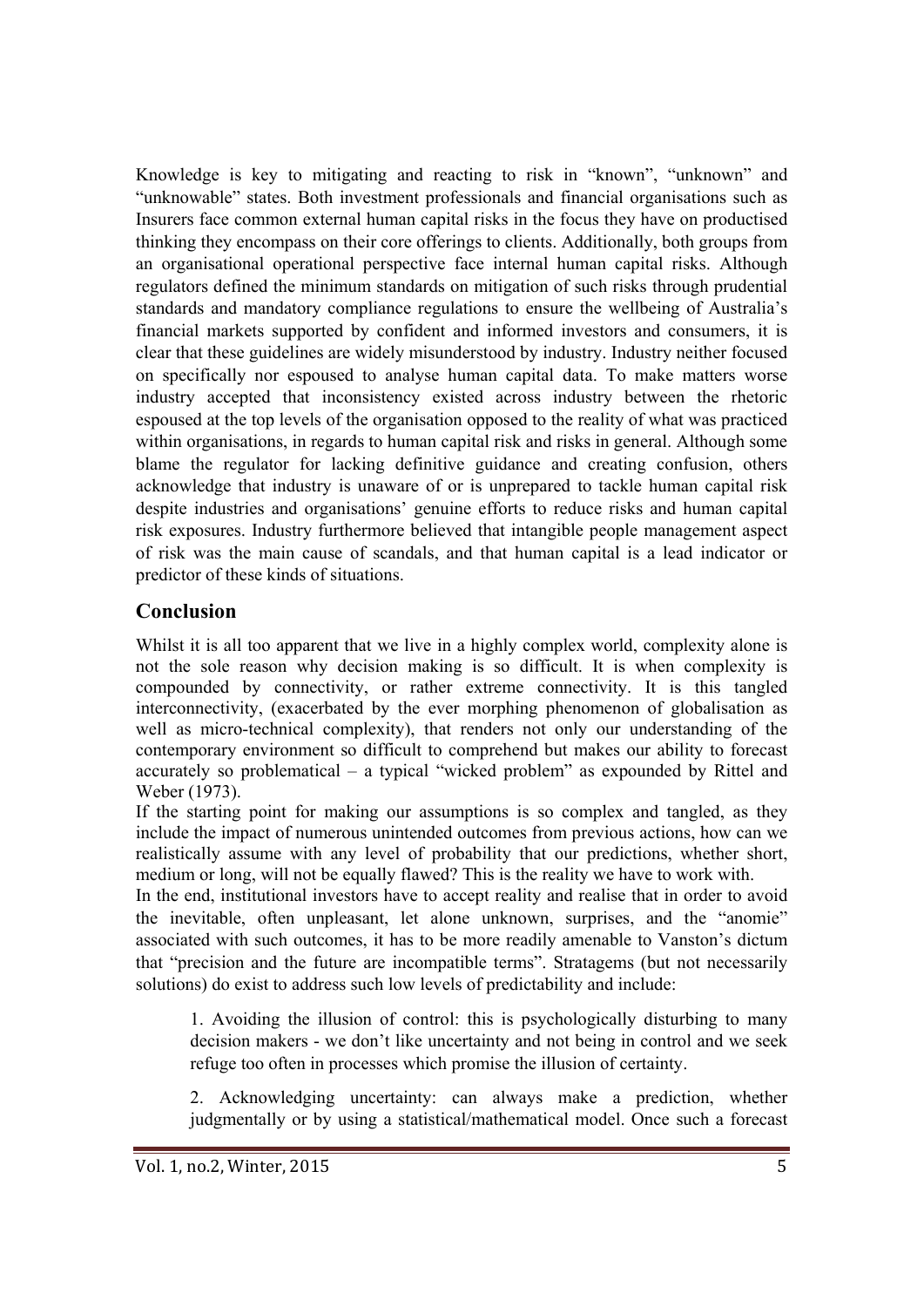Knowledge is key to mitigating and reacting to risk in "known", "unknown" and "unknowable" states. Both investment professionals and financial organisations such as Insurers face common external human capital risks in the focus they have on productised thinking they encompass on their core offerings to clients. Additionally, both groups from an organisational operational perspective face internal human capital risks. Although regulators defined the minimum standards on mitigation of such risks through prudential standards and mandatory compliance regulations to ensure the wellbeing of Australia's financial markets supported by confident and informed investors and consumers, it is clear that these guidelines are widely misunderstood by industry. Industry neither focused on specifically nor espoused to analyse human capital data. To make matters worse industry accepted that inconsistency existed across industry between the rhetoric espoused at the top levels of the organisation opposed to the reality of what was practiced within organisations, in regards to human capital risk and risks in general. Although some blame the regulator for lacking definitive guidance and creating confusion, others acknowledge that industry is unaware of or is unprepared to tackle human capital risk despite industries and organisations' genuine efforts to reduce risks and human capital risk exposures. Industry furthermore believed that intangible people management aspect of risk was the main cause of scandals, and that human capital is a lead indicator or predictor of these kinds of situations.

## Conclusion

Whilst it is all too apparent that we live in a highly complex world, complexity alone is not the sole reason why decision making is so difficult. It is when complexity is compounded by connectivity, or rather extreme connectivity. It is this tangled interconnectivity, (exacerbated by the ever morphing phenomenon of globalisation as well as micro-technical complexity), that renders not only our understanding of the contemporary environment so difficult to comprehend but makes our ability to forecast accurately so problematical – a typical "wicked problem" as expounded by Rittel and Weber (1973).

If the starting point for making our assumptions is so complex and tangled, as they include the impact of numerous unintended outcomes from previous actions, how can we realistically assume with any level of probability that our predictions, whether short, medium or long, will not be equally flawed? This is the reality we have to work with.

In the end, institutional investors have to accept reality and realise that in order to avoid the inevitable, often unpleasant, let alone unknown, surprises, and the "anomie" associated with such outcomes, it has to be more readily amenable to Vanston's dictum that "precision and the future are incompatible terms". Stratagems (but not necessarily solutions) do exist to address such low levels of predictability and include:

1. Avoiding the illusion of control: this is psychologically disturbing to many decision makers - we don't like uncertainty and not being in control and we seek refuge too often in processes which promise the illusion of certainty.

2. Acknowledging uncertainty: can always make a prediction, whether judgmentally or by using a statistical/mathematical model. Once such a forecast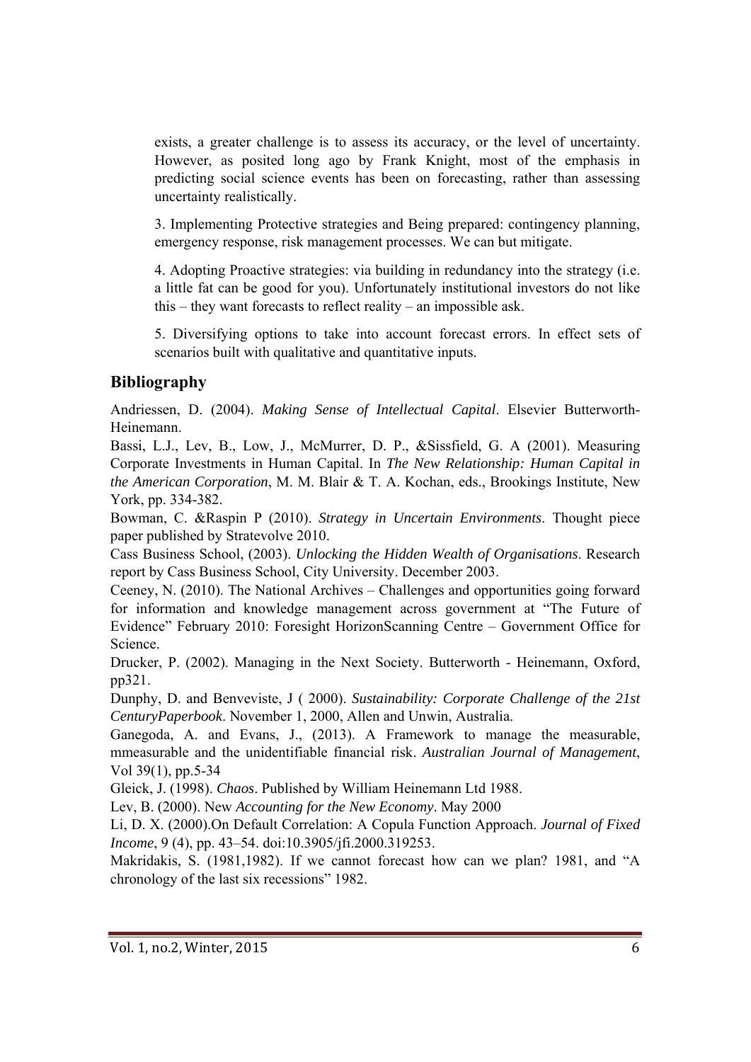exists, a greater challenge is to assess its accuracy, or the level of uncertainty. However, as posited long ago by Frank Knight, most of the emphasis in predicting social science events has been on forecasting, rather than assessing uncertainty realistically.

3. Implementing Protective strategies and Being prepared: contingency planning, emergency response, risk management processes. We can but mitigate.

4. Adopting Proactive strategies: via building in redundancy into the strategy (i.e. a little fat can be good for you). Unfortunately institutional investors do not like this – they want forecasts to reflect reality – an impossible ask.

5. Diversifying options to take into account forecast errors. In effect sets of scenarios built with qualitative and quantitative inputs.

## Bibliography

Andriessen, D. (2004). *Making Sense of Intellectual Capital*. Elsevier Butterworth-Heinemann.

Bassi, L.J., Lev, B., Low, J., McMurrer, D. P., &Sissfield, G. A (2001). Measuring Corporate Investments in Human Capital. In *The New Relationship: Human Capital in the American Corporation*, M. M. Blair & T. A. Kochan, eds., Brookings Institute, New York, pp. 334-382.

Bowman, C. &Raspin P (2010). *Strategy in Uncertain Environments*. Thought piece paper published by Stratevolve 2010.

Cass Business School, (2003). *Unlocking the Hidden Wealth of Organisations*. Research report by Cass Business School, City University. December 2003.

Ceeney, N. (2010). The National Archives – Challenges and opportunities going forward for information and knowledge management across government at "The Future of Evidence" February 2010: Foresight HorizonScanning Centre – Government Office for Science.

Drucker, P. (2002). Managing in the Next Society. Butterworth - Heinemann, Oxford, pp321.

Dunphy, D. and Benveviste, J ( 2000). *Sustainability: Corporate Challenge of the 21st CenturyPaperbook*. November 1, 2000, Allen and Unwin, Australia.

Ganegoda, A. and Evans, J., (2013). A Framework to manage the measurable, mmeasurable and the unidentifiable financial risk. *Australian Journal of Management*, Vol 39(1), pp.5-34

Gleick, J. (1998). *Chaos*. Published by William Heinemann Ltd 1988.

Lev, B. (2000). New *Accounting for the New Economy*. May 2000

Li, D. X. (2000).On Default Correlation: A Copula Function Approach. *Journal of Fixed Income*, 9 (4), pp. 43–54. doi:10.3905/jfi.2000.319253.

Makridakis, S. (1981,1982). If we cannot forecast how can we plan? 1981, and "A chronology of the last six recessions" 1982.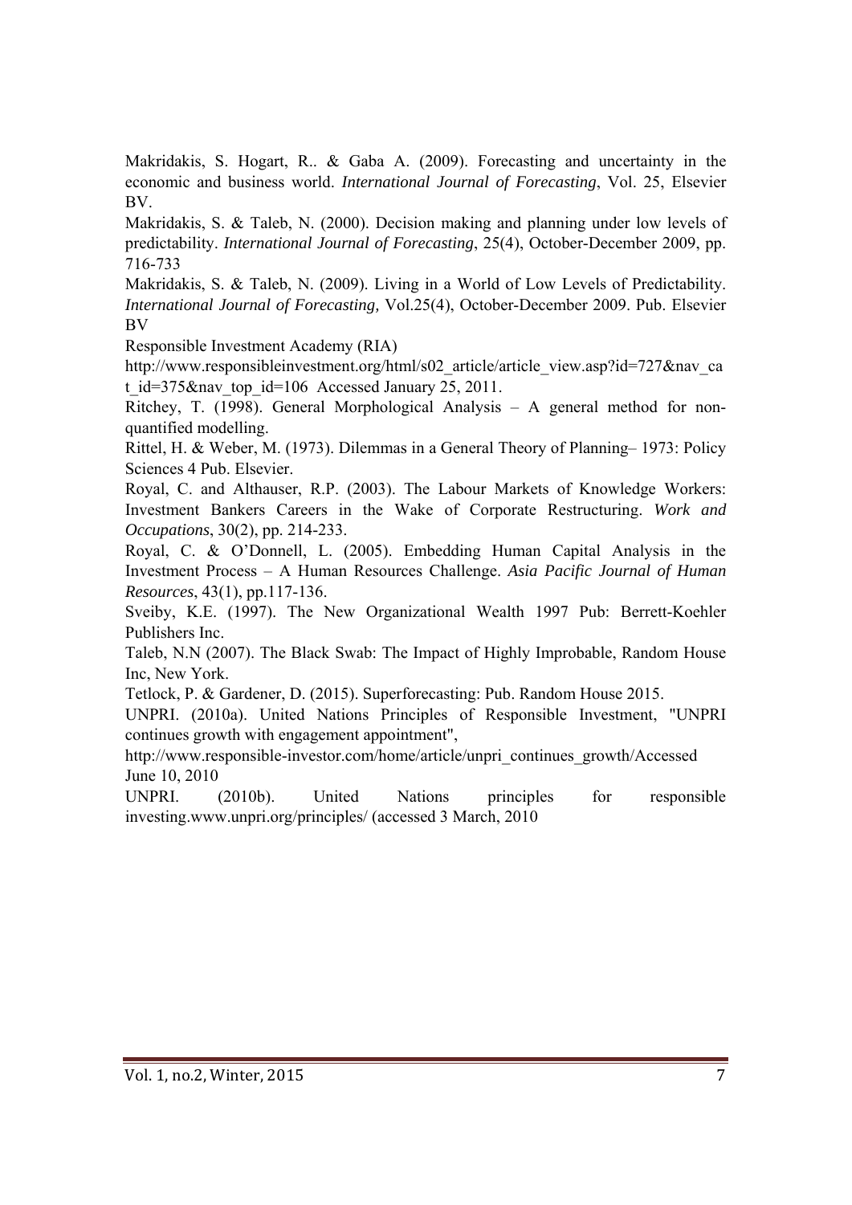Makridakis, S. Hogart, R.. & Gaba A. (2009). Forecasting and uncertainty in the economic and business world. *International Journal of Forecasting*, Vol. 25, Elsevier BV.

Makridakis, S. & Taleb, N. (2000). Decision making and planning under low levels of predictability. *International Journal of Forecasting*, 25(4), October-December 2009, pp. 716-733

Makridakis, S. & Taleb, N. (2009). Living in a World of Low Levels of Predictability. *International Journal of Forecasting,* Vol.25(4), October-December 2009. Pub. Elsevier BV

Responsible Investment Academy (RIA)

http://www.responsibleinvestment.org/html/s02_article/article_view.asp?id=727&nav_cat_id=375&nav_top_id=106 Accessed January 25, 2011.

Ritchey, T. (1998). General Morphological Analysis – A general method for non-quantified modelling.

Rittel, H. & Weber, M. (1973). Dilemmas in a General Theory of Planning– 1973: Policy Sciences 4 Pub. Elsevier.

Royal, C. and Althauser, R.P. (2003). The Labour Markets of Knowledge Workers: Investment Bankers Careers in the Wake of Corporate Restructuring. *Work and Occupations*, 30(2), pp. 214-233.

Royal, C. & O'Donnell, L. (2005). Embedding Human Capital Analysis in the Investment Process – A Human Resources Challenge. *Asia Pacific Journal of Human Resources*, 43(1), pp.117-136.

Sveiby, K.E. (1997). The New Organizational Wealth 1997 Pub: Berrett-Koehler Publishers Inc.

Taleb, N.N (2007). The Black Swab: The Impact of Highly Improbable, Random House Inc, New York.

Tetlock, P. & Gardener, D. (2015). Superforecasting: Pub. Random House 2015.

UNPRI. (2010a). United Nations Principles of Responsible Investment, "UNPRI continues growth with engagement appointment",

http://www.responsible-investor.com/home/article/unpri_continues_growth/Accessed June 10, 2010

UNPRI. (2010b). United Nations principles for responsible investing.www.unpri.org/principles/ (accessed 3 March, 2010